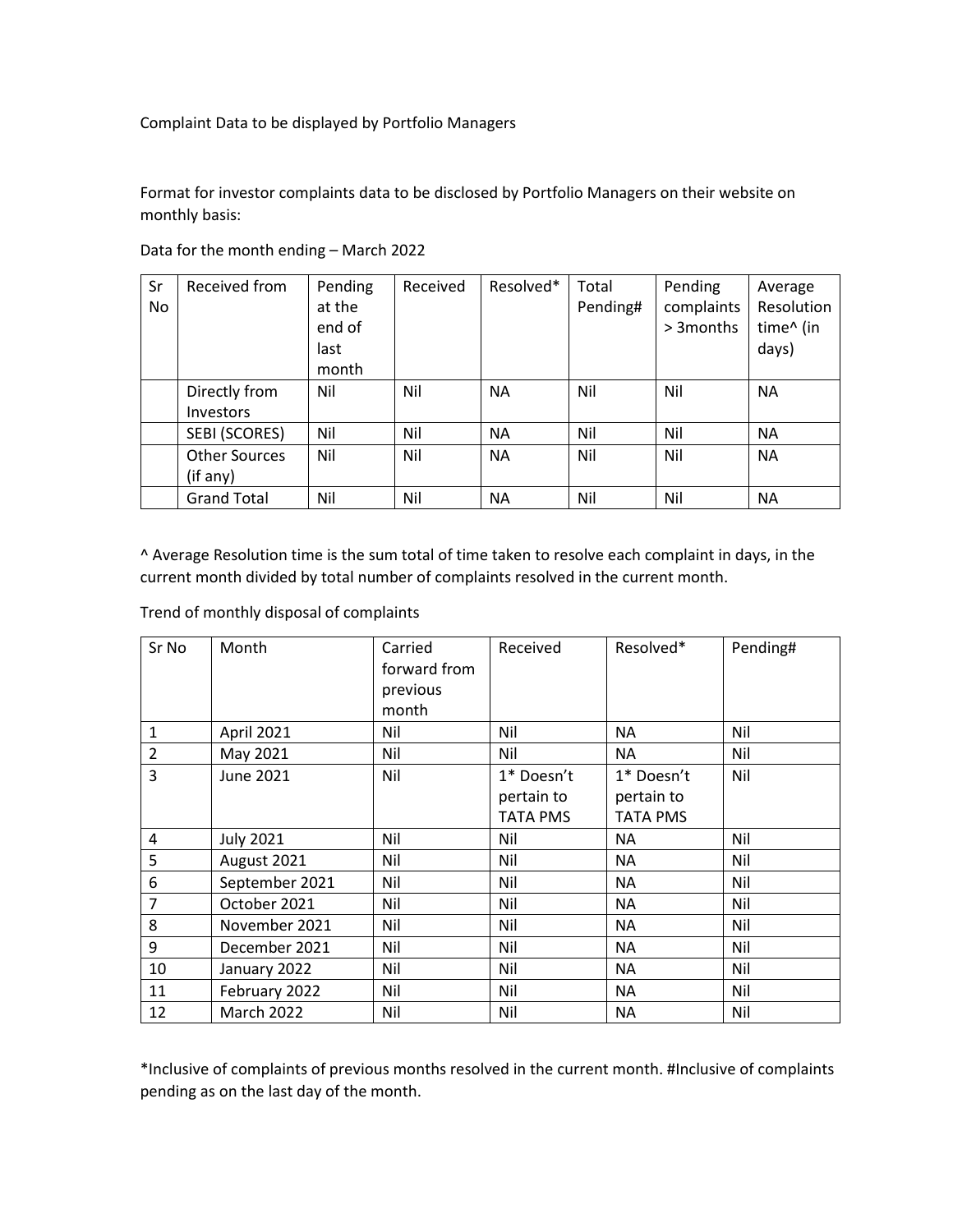Complaint Data to be displayed by Portfolio Managers

Format for investor complaints data to be disclosed by Portfolio Managers on their website on monthly basis:

Data for the month ending – March 2022

| Sr No | Received from | Pending at the end of last month | Received | Resolved* | Total Pending# | Pending complaints > 3months | Average Resolution time^ (in days) |
|---|---|---|---|---|---|---|---|
| | Directly from Investors | Nil | Nil | NA | Nil | Nil | NA |
| | SEBI (SCORES) | Nil | Nil | NA | Nil | Nil | NA |
| | Other Sources (if any) | Nil | Nil | NA | Nil | Nil | NA |
| | Grand Total | Nil | Nil | NA | Nil | Nil | NA |

^ Average Resolution time is the sum total of time taken to resolve each complaint in days, in the current month divided by total number of complaints resolved in the current month.

Trend of monthly disposal of complaints

| Sr No | Month | Carried forward from previous month | Received | Resolved* | Pending# |
|---|---|---|---|---|---|
| 1 | April 2021 | Nil | Nil | NA | Nil |
| 2 | May 2021 | Nil | Nil | NA | Nil |
| 3 | June 2021 | Nil | 1* Doesn't pertain to TATA PMS | 1* Doesn't pertain to TATA PMS | Nil |
| 4 | July 2021 | Nil | Nil | NA | Nil |
| 5 | August 2021 | Nil | Nil | NA | Nil |
| 6 | September 2021 | Nil | Nil | NA | Nil |
| 7 | October 2021 | Nil | Nil | NA | Nil |
| 8 | November 2021 | Nil | Nil | NA | Nil |
| 9 | December 2021 | Nil | Nil | NA | Nil |
| 10 | January 2022 | Nil | Nil | NA | Nil |
| 11 | February 2022 | Nil | Nil | NA | Nil |
| 12 | March 2022 | Nil | Nil | NA | Nil |

*Inclusive of complaints of previous months resolved in the current month. #Inclusive of complaints pending as on the last day of the month.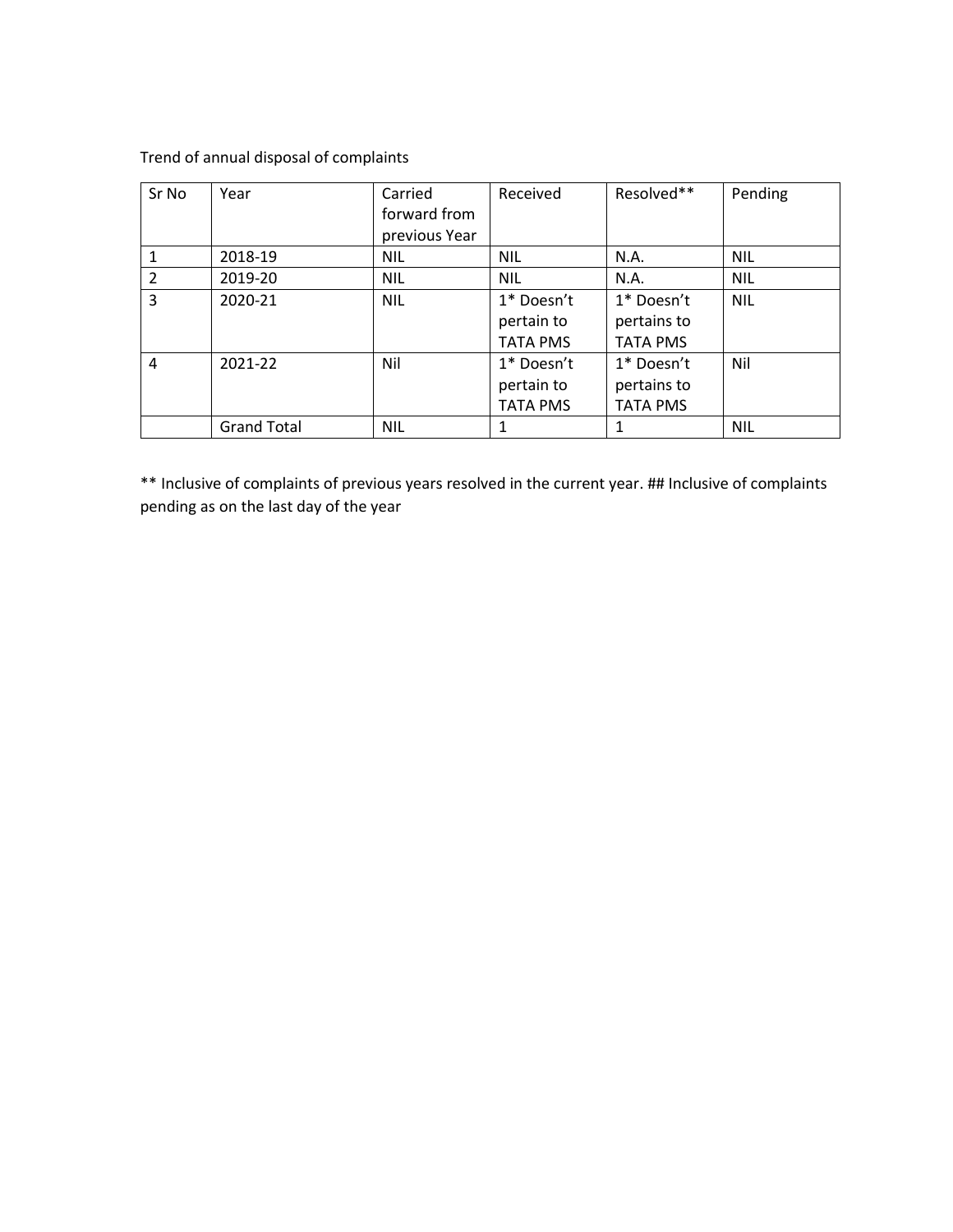Trend of annual disposal of complaints

| Sr No | Year | Carried forward from previous Year | Received | Resolved** | Pending |
|---|---|---|---|---|---|
| 1 | 2018-19 | NIL | NIL | N.A. | NIL |
| 2 | 2019-20 | NIL | NIL | N.A. | NIL |
| 3 | 2020-21 | NIL | 1* Doesn't pertain to TATA PMS | 1* Doesn't pertains to TATA PMS | NIL |
| 4 | 2021-22 | Nil | 1* Doesn't pertain to TATA PMS | 1* Doesn't pertains to TATA PMS | Nil |
| | Grand Total | NIL | 1 | 1 | NIL |

** Inclusive of complaints of previous years resolved in the current year. ## Inclusive of complaints pending as on the last day of the year